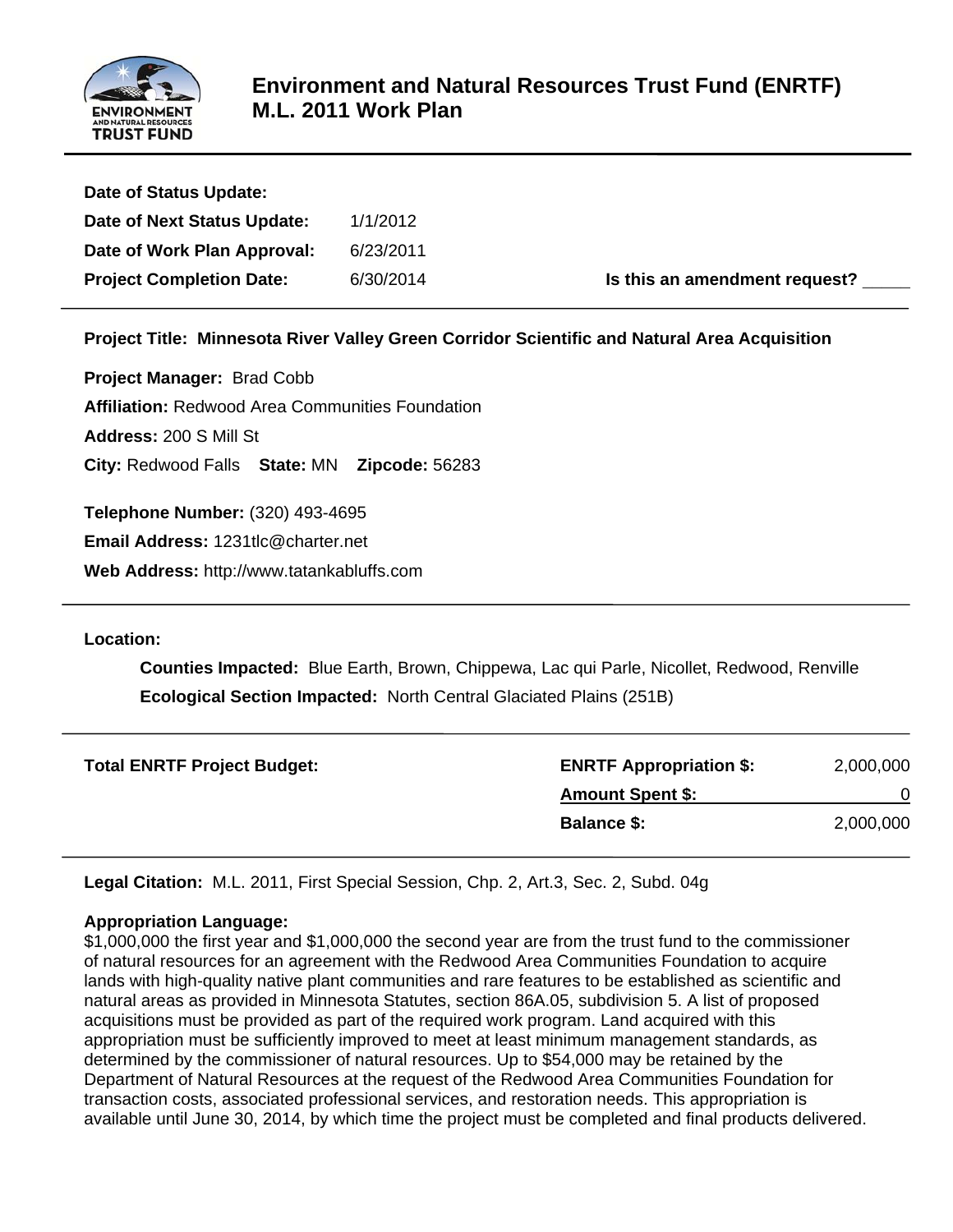# Environment and Natural Resources Trust Fund (ENRTF) M.L. 2011 Work Plan

**Date of Status Update:**

**Date of Next Status Update:** 1/1/2012

**Date of Work Plan Approval:** 6/23/2011

**Project Completion Date:** 6/30/2014 **Is this an amendment request?** _____

---

**Project Title: Minnesota River Valley Green Corridor Scientific and Natural Area Acquisition**

**Project Manager:** Brad Cobb

**Affiliation:** Redwood Area Communities Foundation

**Address:** 200 S Mill St

**City:** Redwood Falls **State:** MN **Zipcode:** 56283

**Telephone Number:** (320) 493-4695

**Email Address:** 1231tlc@charter.net

**Web Address:** http://www.tatankabluffs.com

---

**Location:**

**Counties Impacted:** Blue Earth, Brown, Chippewa, Lac qui Parle, Nicollet, Redwood, Renville

**Ecological Section Impacted:** North Central Glaciated Plains (251B)

---

| **Total ENRTF Project Budget:** | | |
|---|---|---|
| | **ENRTF Appropriation $:** | 2,000,000 |
| | **Amount Spent $:** | 0 |
| | **Balance $:** | 2,000,000 |

---

**Legal Citation:** M.L. 2011, First Special Session, Chp. 2, Art.3, Sec. 2, Subd. 04g

**Appropriation Language:**
$1,000,000 the first year and $1,000,000 the second year are from the trust fund to the commissioner of natural resources for an agreement with the Redwood Area Communities Foundation to acquire lands with high-quality native plant communities and rare features to be established as scientific and natural areas as provided in Minnesota Statutes, section 86A.05, subdivision 5. A list of proposed acquisitions must be provided as part of the required work program. Land acquired with this appropriation must be sufficiently improved to meet at least minimum management standards, as determined by the commissioner of natural resources. Up to $54,000 may be retained by the Department of Natural Resources at the request of the Redwood Area Communities Foundation for transaction costs, associated professional services, and restoration needs. This appropriation is available until June 30, 2014, by which time the project must be completed and final products delivered.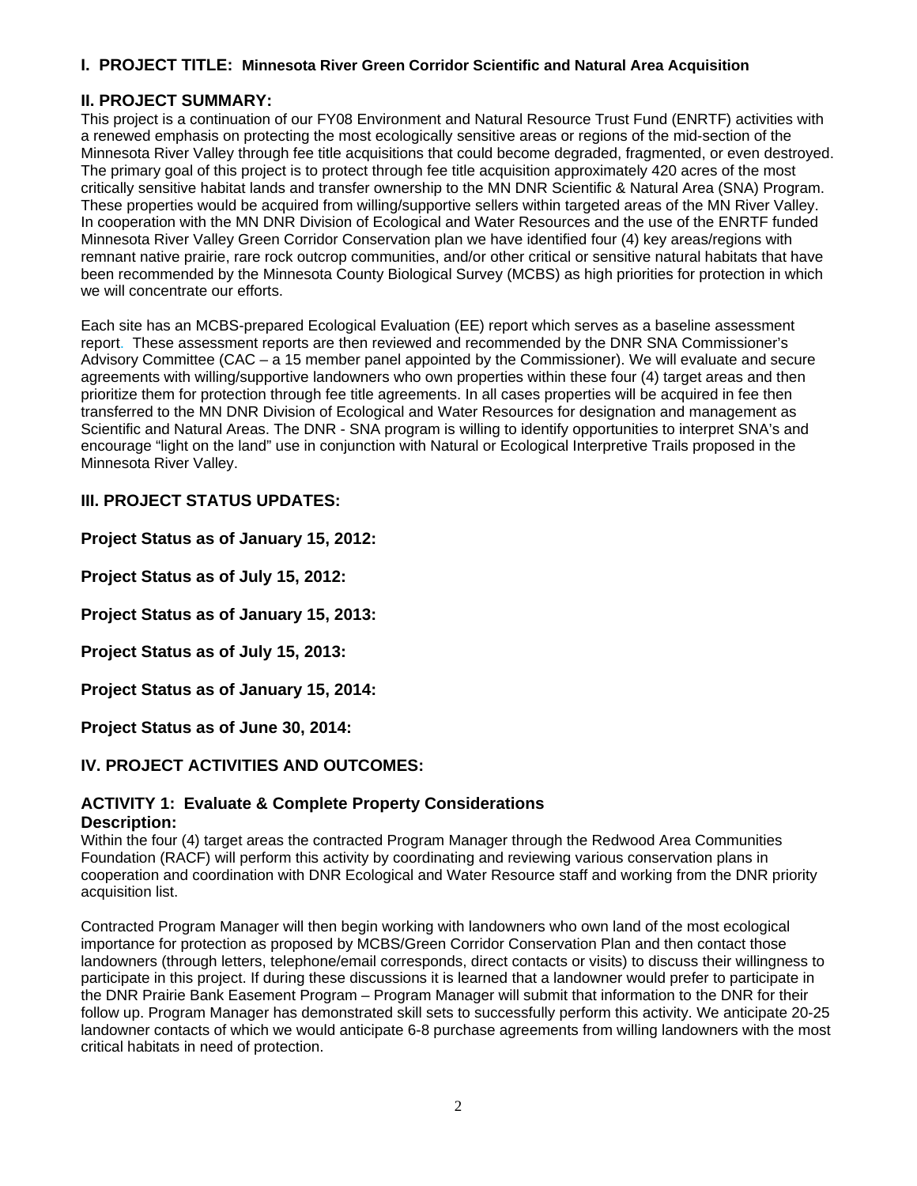## I. PROJECT TITLE: Minnesota River Green Corridor Scientific and Natural Area Acquisition

## II. PROJECT SUMMARY:

This project is a continuation of our FY08 Environment and Natural Resource Trust Fund (ENRTF) activities with a renewed emphasis on protecting the most ecologically sensitive areas or regions of the mid-section of the Minnesota River Valley through fee title acquisitions that could become degraded, fragmented, or even destroyed. The primary goal of this project is to protect through fee title acquisition approximately 420 acres of the most critically sensitive habitat lands and transfer ownership to the MN DNR Scientific & Natural Area (SNA) Program. These properties would be acquired from willing/supportive sellers within targeted areas of the MN River Valley. In cooperation with the MN DNR Division of Ecological and Water Resources and the use of the ENRTF funded Minnesota River Valley Green Corridor Conservation plan we have identified four (4) key areas/regions with remnant native prairie, rare rock outcrop communities, and/or other critical or sensitive natural habitats that have been recommended by the Minnesota County Biological Survey (MCBS) as high priorities for protection in which we will concentrate our efforts.

Each site has an MCBS-prepared Ecological Evaluation (EE) report which serves as a baseline assessment report. These assessment reports are then reviewed and recommended by the DNR SNA Commissioner's Advisory Committee (CAC – a 15 member panel appointed by the Commissioner). We will evaluate and secure agreements with willing/supportive landowners who own properties within these four (4) target areas and then prioritize them for protection through fee title agreements. In all cases properties will be acquired in fee then transferred to the MN DNR Division of Ecological and Water Resources for designation and management as Scientific and Natural Areas. The DNR - SNA program is willing to identify opportunities to interpret SNA's and encourage "light on the land" use in conjunction with Natural or Ecological Interpretive Trails proposed in the Minnesota River Valley.

## III. PROJECT STATUS UPDATES:

**Project Status as of January 15, 2012:**

**Project Status as of July 15, 2012:**

**Project Status as of January 15, 2013:**

**Project Status as of July 15, 2013:**

**Project Status as of January 15, 2014:**

**Project Status as of June 30, 2014:**

## IV. PROJECT ACTIVITIES AND OUTCOMES:

### ACTIVITY 1: Evaluate & Complete Property Considerations

**Description:**

Within the four (4) target areas the contracted Program Manager through the Redwood Area Communities Foundation (RACF) will perform this activity by coordinating and reviewing various conservation plans in cooperation and coordination with DNR Ecological and Water Resource staff and working from the DNR priority acquisition list.

Contracted Program Manager will then begin working with landowners who own land of the most ecological importance for protection as proposed by MCBS/Green Corridor Conservation Plan and then contact those landowners (through letters, telephone/email corresponds, direct contacts or visits) to discuss their willingness to participate in this project. If during these discussions it is learned that a landowner would prefer to participate in the DNR Prairie Bank Easement Program – Program Manager will submit that information to the DNR for their follow up. Program Manager has demonstrated skill sets to successfully perform this activity. We anticipate 20-25 landowner contacts of which we would anticipate 6-8 purchase agreements from willing landowners with the most critical habitats in need of protection.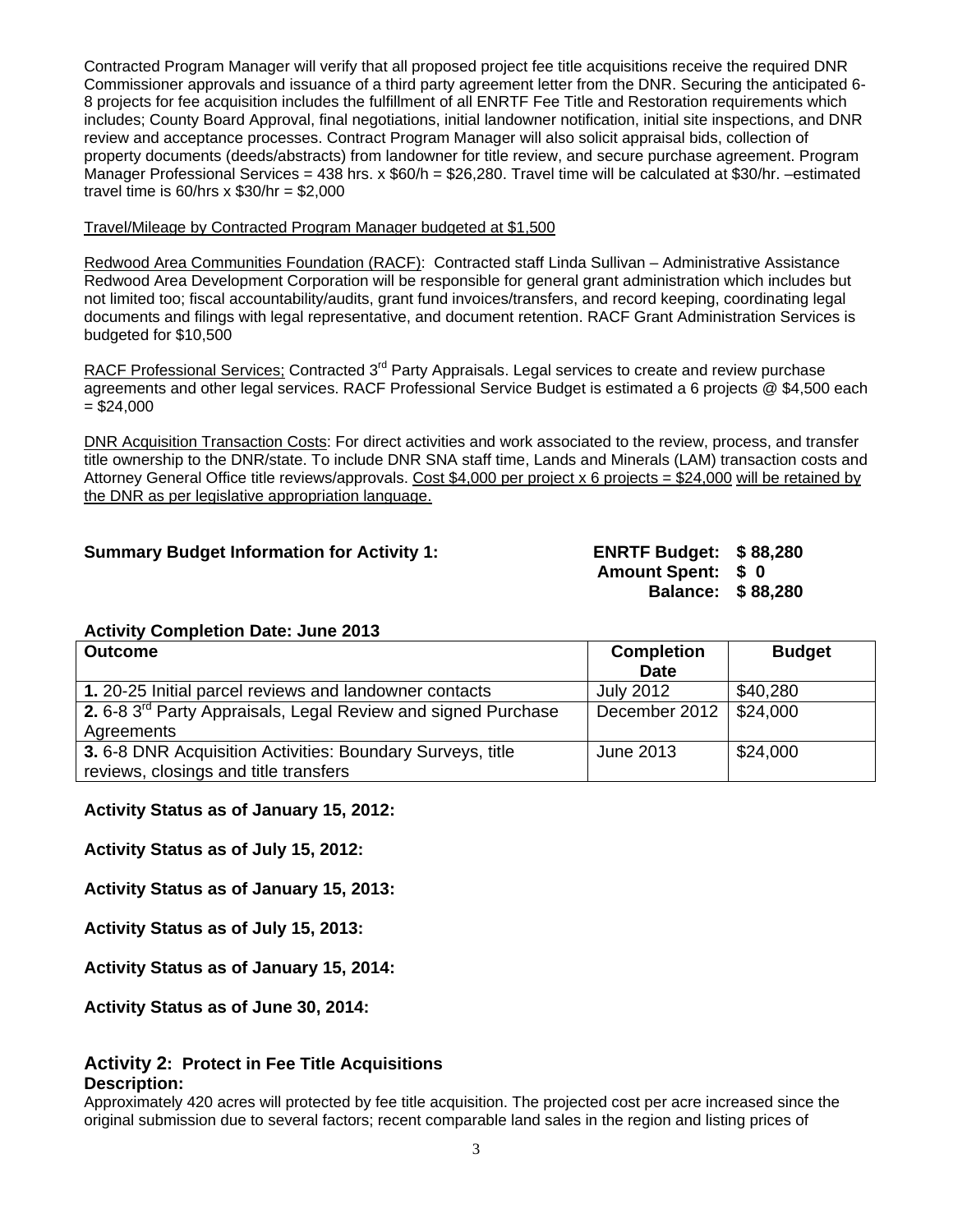Contracted Program Manager will verify that all proposed project fee title acquisitions receive the required DNR Commissioner approvals and issuance of a third party agreement letter from the DNR. Securing the anticipated 6-8 projects for fee acquisition includes the fulfillment of all ENRTF Fee Title and Restoration requirements which includes; County Board Approval, final negotiations, initial landowner notification, initial site inspections, and DNR review and acceptance processes. Contract Program Manager will also solicit appraisal bids, collection of property documents (deeds/abstracts) from landowner for title review, and secure purchase agreement. Program Manager Professional Services = 438 hrs. x $60/h = $26,280. Travel time will be calculated at $30/hr. –estimated travel time is 60/hrs x $30/hr = $2,000

<u>Travel/Mileage by Contracted Program Manager budgeted at $1,500</u>

<u>Redwood Area Communities Foundation (RACF)</u>: Contracted staff Linda Sullivan – Administrative Assistance Redwood Area Development Corporation will be responsible for general grant administration which includes but not limited too; fiscal accountability/audits, grant fund invoices/transfers, and record keeping, coordinating legal documents and filings with legal representative, and document retention. RACF Grant Administration Services is budgeted for $10,500

<u>RACF Professional Services;</u> Contracted 3rd Party Appraisals. Legal services to create and review purchase agreements and other legal services. RACF Professional Service Budget is estimated a 6 projects @ $4,500 each = $24,000

<u>DNR Acquisition Transaction Costs</u>: For direct activities and work associated to the review, process, and transfer title ownership to the DNR/state. To include DNR SNA staff time, Lands and Minerals (LAM) transaction costs and Attorney General Office title reviews/approvals. <u>Cost $4,000 per project x 6 projects = $24,000</u> <u>will be retained by the DNR as per legislative appropriation language.</u>

**Summary Budget Information for Activity 1:**

**ENRTF Budget: $ 88,280**
**Amount Spent: $ 0**
**Balance: $ 88,280**

**Activity Completion Date: June 2013**

| Outcome | Completion Date | Budget |
|---|---|---|
| **1.** 20-25 Initial parcel reviews and landowner contacts | July 2012 | $40,280 |
| **2.** 6-8 3rd Party Appraisals, Legal Review and signed Purchase Agreements | December 2012 | $24,000 |
| **3.** 6-8 DNR Acquisition Activities: Boundary Surveys, title reviews, closings and title transfers | June 2013 | $24,000 |

**Activity Status as of January 15, 2012:**

**Activity Status as of July 15, 2012:**

**Activity Status as of January 15, 2013:**

**Activity Status as of July 15, 2013:**

**Activity Status as of January 15, 2014:**

**Activity Status as of June 30, 2014:**

## Activity 2: Protect in Fee Title Acquisitions

**Description:**

Approximately 420 acres will protected by fee title acquisition. The projected cost per acre increased since the original submission due to several factors; recent comparable land sales in the region and listing prices of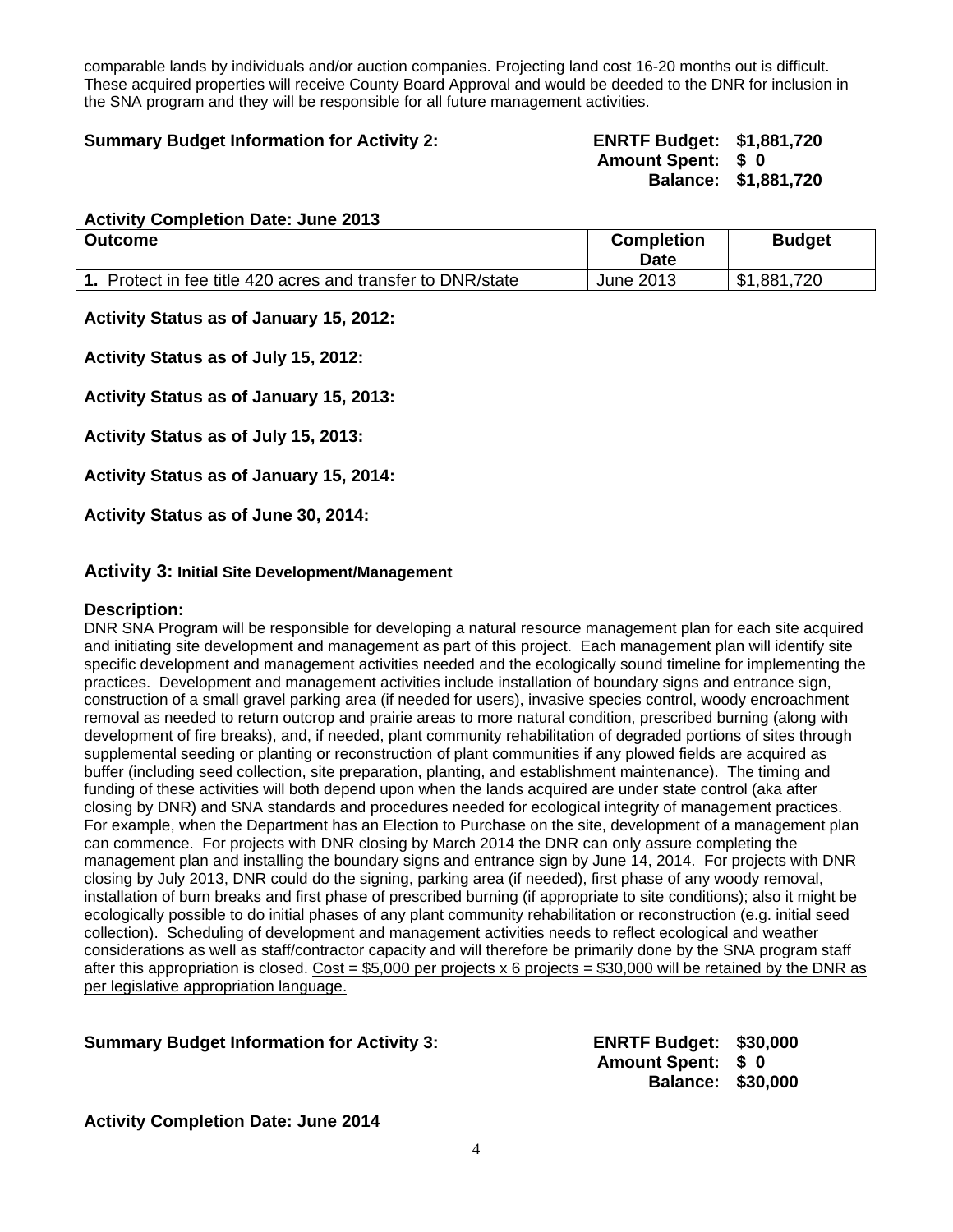comparable lands by individuals and/or auction companies. Projecting land cost 16-20 months out is difficult. These acquired properties will receive County Board Approval and would be deeded to the DNR for inclusion in the SNA program and they will be responsible for all future management activities.

**Summary Budget Information for Activity 2:** **ENRTF Budget: $1,881,720**
**Amount Spent: $ 0**
**Balance: $1,881,720**

**Activity Completion Date: June 2013**

| Outcome | Completion Date | Budget |
|---|---|---|
| **1.** Protect in fee title 420 acres and transfer to DNR/state | June 2013 | $1,881,720 |

**Activity Status as of January 15, 2012:**

**Activity Status as of July 15, 2012:**

**Activity Status as of January 15, 2013:**

**Activity Status as of July 15, 2013:**

**Activity Status as of January 15, 2014:**

**Activity Status as of June 30, 2014:**

## Activity 3: Initial Site Development/Management

**Description:**
DNR SNA Program will be responsible for developing a natural resource management plan for each site acquired and initiating site development and management as part of this project. Each management plan will identify site specific development and management activities needed and the ecologically sound timeline for implementing the practices. Development and management activities include installation of boundary signs and entrance sign, construction of a small gravel parking area (if needed for users), invasive species control, woody encroachment removal as needed to return outcrop and prairie areas to more natural condition, prescribed burning (along with development of fire breaks), and, if needed, plant community rehabilitation of degraded portions of sites through supplemental seeding or planting or reconstruction of plant communities if any plowed fields are acquired as buffer (including seed collection, site preparation, planting, and establishment maintenance). The timing and funding of these activities will both depend upon when the lands acquired are under state control (aka after closing by DNR) and SNA standards and procedures needed for ecological integrity of management practices. For example, when the Department has an Election to Purchase on the site, development of a management plan can commence. For projects with DNR closing by March 2014 the DNR can only assure completing the management plan and installing the boundary signs and entrance sign by June 14, 2014. For projects with DNR closing by July 2013, DNR could do the signing, parking area (if needed), first phase of any woody removal, installation of burn breaks and first phase of prescribed burning (if appropriate to site conditions); also it might be ecologically possible to do initial phases of any plant community rehabilitation or reconstruction (e.g. initial seed collection). Scheduling of development and management activities needs to reflect ecological and weather considerations as well as staff/contractor capacity and will therefore be primarily done by the SNA program staff after this appropriation is closed. <u>Cost = $5,000 per projects x 6 projects = $30,000 will be retained by the DNR as per legislative appropriation language.</u>

**Summary Budget Information for Activity 3:** **ENRTF Budget: $30,000**
**Amount Spent: $ 0**
**Balance: $30,000**

**Activity Completion Date: June 2014**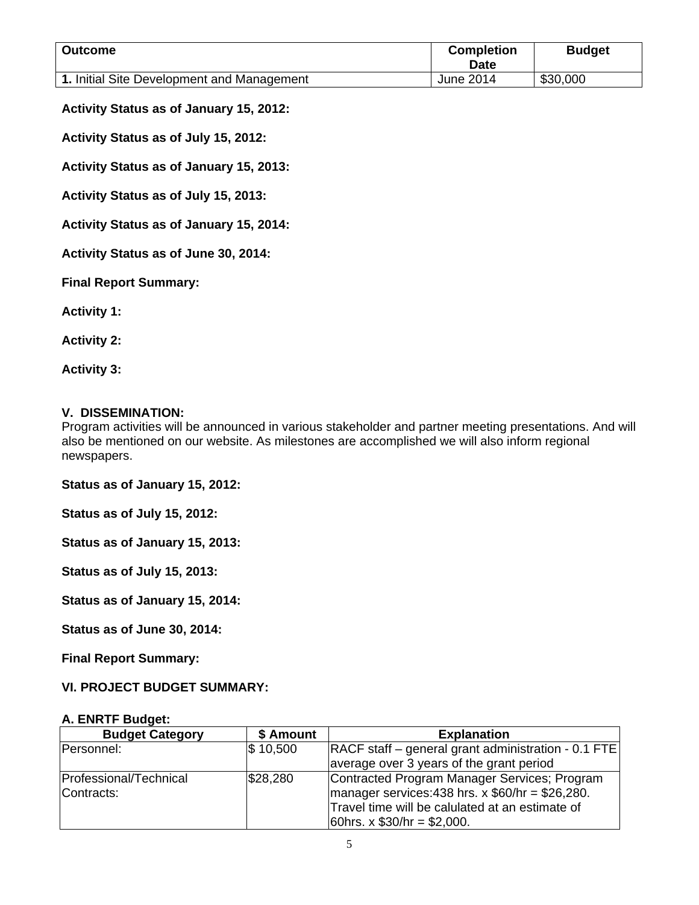| Outcome | Completion Date | Budget |
|---|---|---|
| **1.** Initial Site Development and Management | June 2014 | $30,000 |

**Activity Status as of January 15, 2012:**

**Activity Status as of July 15, 2012:**

**Activity Status as of January 15, 2013:**

**Activity Status as of July 15, 2013:**

**Activity Status as of January 15, 2014:**

**Activity Status as of June 30, 2014:**

**Final Report Summary:**

**Activity 1:**

**Activity 2:**

**Activity 3:**

### V. DISSEMINATION:

Program activities will be announced in various stakeholder and partner meeting presentations. And will also be mentioned on our website. As milestones are accomplished we will also inform regional newspapers.

**Status as of January 15, 2012:**

**Status as of July 15, 2012:**

**Status as of January 15, 2013:**

**Status as of July 15, 2013:**

**Status as of January 15, 2014:**

**Status as of June 30, 2014:**

**Final Report Summary:**

### VI. PROJECT BUDGET SUMMARY:

**A. ENRTF Budget:**

| Budget Category | $ Amount | Explanation |
|---|---|---|
| Personnel: | $ 10,500 | RACF staff – general grant administration - 0.1 FTE average over 3 years of the grant period |
| Professional/Technical Contracts: | $28,280 | Contracted Program Manager Services; Program manager services:438 hrs. x $60/hr = $26,280. Travel time will be calulated at an estimate of 60hrs. x $30/hr = $2,000. |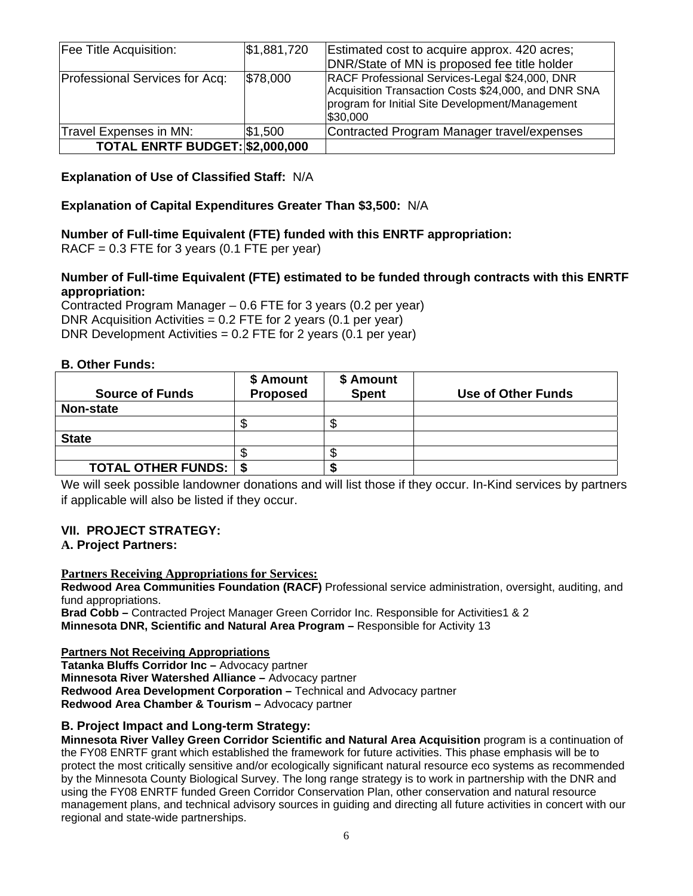| Fee Title Acquisition: | $1,881,720 | Estimated cost to acquire approx. 420 acres; DNR/State of MN is proposed fee title holder |
|---|---|---|
| Professional Services for Acq: | $78,000 | RACF Professional Services-Legal $24,000, DNR Acquisition Transaction Costs $24,000, and DNR SNA program for Initial Site Development/Management $30,000 |
| Travel Expenses in MN: | $1,500 | Contracted Program Manager travel/expenses |
| **TOTAL ENRTF BUDGET:** | **$2,000,000** | |

**Explanation of Use of Classified Staff:** N/A

**Explanation of Capital Expenditures Greater Than $3,500:** N/A

**Number of Full-time Equivalent (FTE) funded with this ENRTF appropriation:**
RACF = 0.3 FTE for 3 years (0.1 FTE per year)

**Number of Full-time Equivalent (FTE) estimated to be funded through contracts with this ENRTF appropriation:**
Contracted Program Manager – 0.6 FTE for 3 years (0.2 per year)
DNR Acquisition Activities = 0.2 FTE for 2 years (0.1 per year)
DNR Development Activities = 0.2 FTE for 2 years (0.1 per year)

**B. Other Funds:**

| Source of Funds | $ Amount Proposed | $ Amount Spent | Use of Other Funds |
|---|---|---|---|
| **Non-state** | | | |
| | $ | $ | |
| **State** | | | |
| | $ | $ | |
| **TOTAL OTHER FUNDS:** | **$** | **$** | |

We will seek possible landowner donations and will list those if they occur. In-Kind services by partners if applicable will also be listed if they occur.

## VII. PROJECT STRATEGY:

### A. Project Partners:

**Partners Receiving Appropriations for Services:**
**Redwood Area Communities Foundation (RACF)** Professional service administration, oversight, auditing, and fund appropriations.
**Brad Cobb –** Contracted Project Manager Green Corridor Inc. Responsible for Activities1 & 2
**Minnesota DNR, Scientific and Natural Area Program –** Responsible for Activity 13

**Partners Not Receiving Appropriations**
**Tatanka Bluffs Corridor Inc –** Advocacy partner
**Minnesota River Watershed Alliance –** Advocacy partner
**Redwood Area Development Corporation –** Technical and Advocacy partner
**Redwood Area Chamber & Tourism –** Advocacy partner

### B. Project Impact and Long-term Strategy:

**Minnesota River Valley Green Corridor Scientific and Natural Area Acquisition** program is a continuation of the FY08 ENRTF grant which established the framework for future activities. This phase emphasis will be to protect the most critically sensitive and/or ecologically significant natural resource eco systems as recommended by the Minnesota County Biological Survey. The long range strategy is to work in partnership with the DNR and using the FY08 ENRTF funded Green Corridor Conservation Plan, other conservation and natural resource management plans, and technical advisory sources in guiding and directing all future activities in concert with our regional and state-wide partnerships.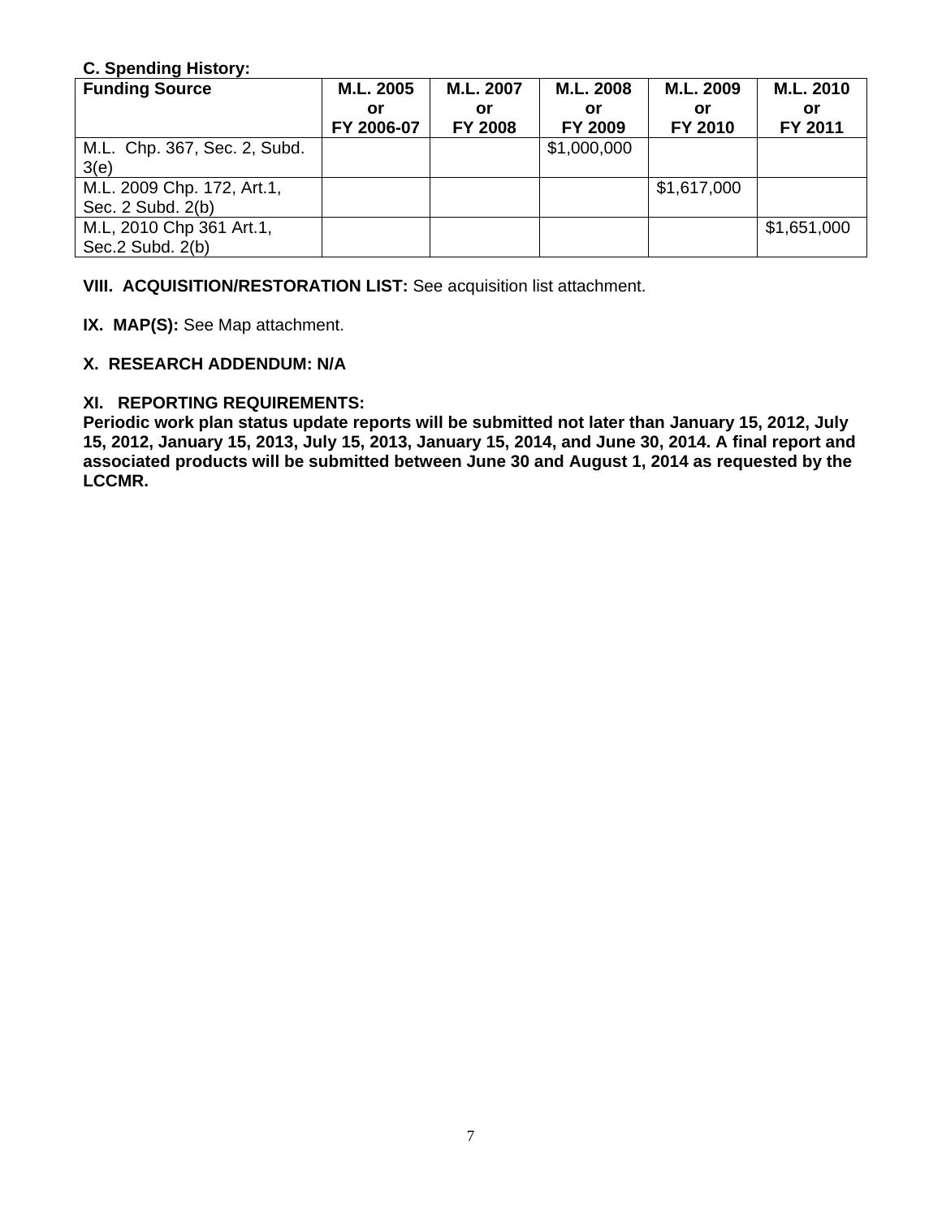**C. Spending History:**

| Funding Source | M.L. 2005 or FY 2006-07 | M.L. 2007 or FY 2008 | M.L. 2008 or FY 2009 | M.L. 2009 or FY 2010 | M.L. 2010 or FY 2011 |
|---|---|---|---|---|---|
| M.L. Chp. 367, Sec. 2, Subd. 3(e) | | | $1,000,000 | | |
| M.L. 2009 Chp. 172, Art.1, Sec. 2 Subd. 2(b) | | | | $1,617,000 | |
| M.L, 2010 Chp 361 Art.1, Sec.2 Subd. 2(b) | | | | | $1,651,000 |

**VIII. ACQUISITION/RESTORATION LIST:** See acquisition list attachment.

**IX. MAP(S):** See Map attachment.

**X. RESEARCH ADDENDUM: N/A**

**XI. REPORTING REQUIREMENTS:**
**Periodic work plan status update reports will be submitted not later than January 15, 2012, July 15, 2012, January 15, 2013, July 15, 2013, January 15, 2014, and June 30, 2014. A final report and associated products will be submitted between June 30 and August 1, 2014 as requested by the LCCMR.**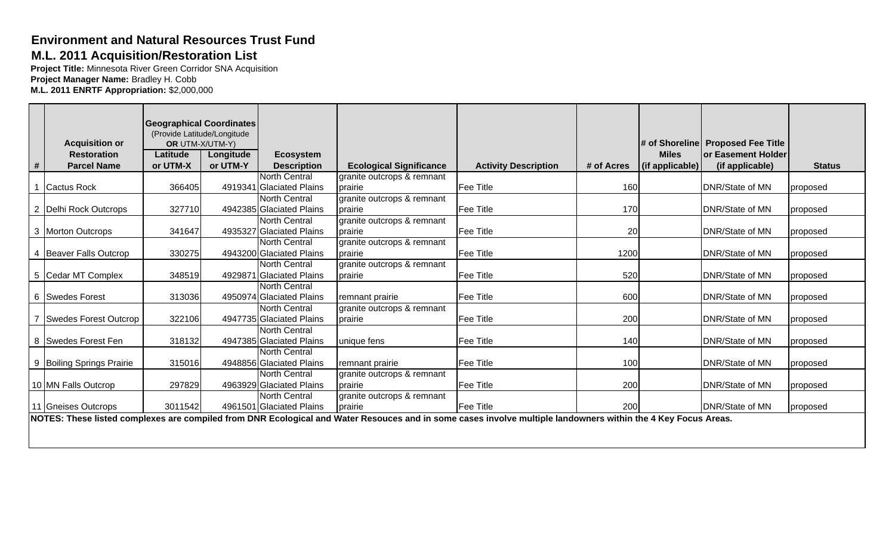## Environment and Natural Resources Trust Fund

## M.L. 2011 Acquisition/Restoration List

**Project Title:** Minnesota River Green Corridor SNA Acquisition
**Project Manager Name:** Bradley H. Cobb
**M.L. 2011 ENRTF Appropriation:** $2,000,000

| # | Acquisition or Restoration Parcel Name | Geographical Coordinates (Provide Latitude/Longitude OR UTM-X/UTM-Y) Latitude or UTM-X | Longitude or UTM-Y | Ecosystem Description | Ecological Significance | Activity Description | # of Acres | # of Shoreline Miles (if applicable) | Proposed Fee Title or Easement Holder (if applicable) | Status |
|---|---|---|---|---|---|---|---|---|---|---|
| 1 | Cactus Rock | 366405 | 4919341 | North Central Glaciated Plains | granite outcrops & remnant prairie | Fee Title | 160 | | DNR/State of MN | proposed |
| 2 | Delhi Rock Outcrops | 327710 | 4942385 | North Central Glaciated Plains | granite outcrops & remnant prairie | Fee Title | 170 | | DNR/State of MN | proposed |
| 3 | Morton Outcrops | 341647 | 4935327 | North Central Glaciated Plains | granite outcrops & remnant prairie | Fee Title | 20 | | DNR/State of MN | proposed |
| 4 | Beaver Falls Outcrop | 330275 | 4943200 | North Central Glaciated Plains | granite outcrops & remnant prairie | Fee Title | 1200 | | DNR/State of MN | proposed |
| 5 | Cedar MT Complex | 348519 | 4929871 | North Central Glaciated Plains | granite outcrops & remnant prairie | Fee Title | 520 | | DNR/State of MN | proposed |
| 6 | Swedes Forest | 313036 | 4950974 | North Central Glaciated Plains | remnant prairie | Fee Title | 600 | | DNR/State of MN | proposed |
| 7 | Swedes Forest Outcrop | 322106 | 4947735 | North Central Glaciated Plains | granite outcrops & remnant prairie | Fee Title | 200 | | DNR/State of MN | proposed |
| 8 | Swedes Forest Fen | 318132 | 4947385 | North Central Glaciated Plains | unique fens | Fee Title | 140 | | DNR/State of MN | proposed |
| 9 | Boiling Springs Prairie | 315016 | 4948856 | North Central Glaciated Plains | remnant prairie | Fee Title | 100 | | DNR/State of MN | proposed |
| 10 | MN Falls Outcrop | 297829 | 4963929 | North Central Glaciated Plains | granite outcrops & remnant prairie | Fee Title | 200 | | DNR/State of MN | proposed |
| 11 | Gneises Outcrops | 3011542 | 4961501 | North Central Glaciated Plains | granite outcrops & remnant prairie | Fee Title | 200 | | DNR/State of MN | proposed |

**NOTES: These listed complexes are compiled from DNR Ecological and Water Resouces and in some cases involve multiple landowners within the 4 Key Focus Areas.**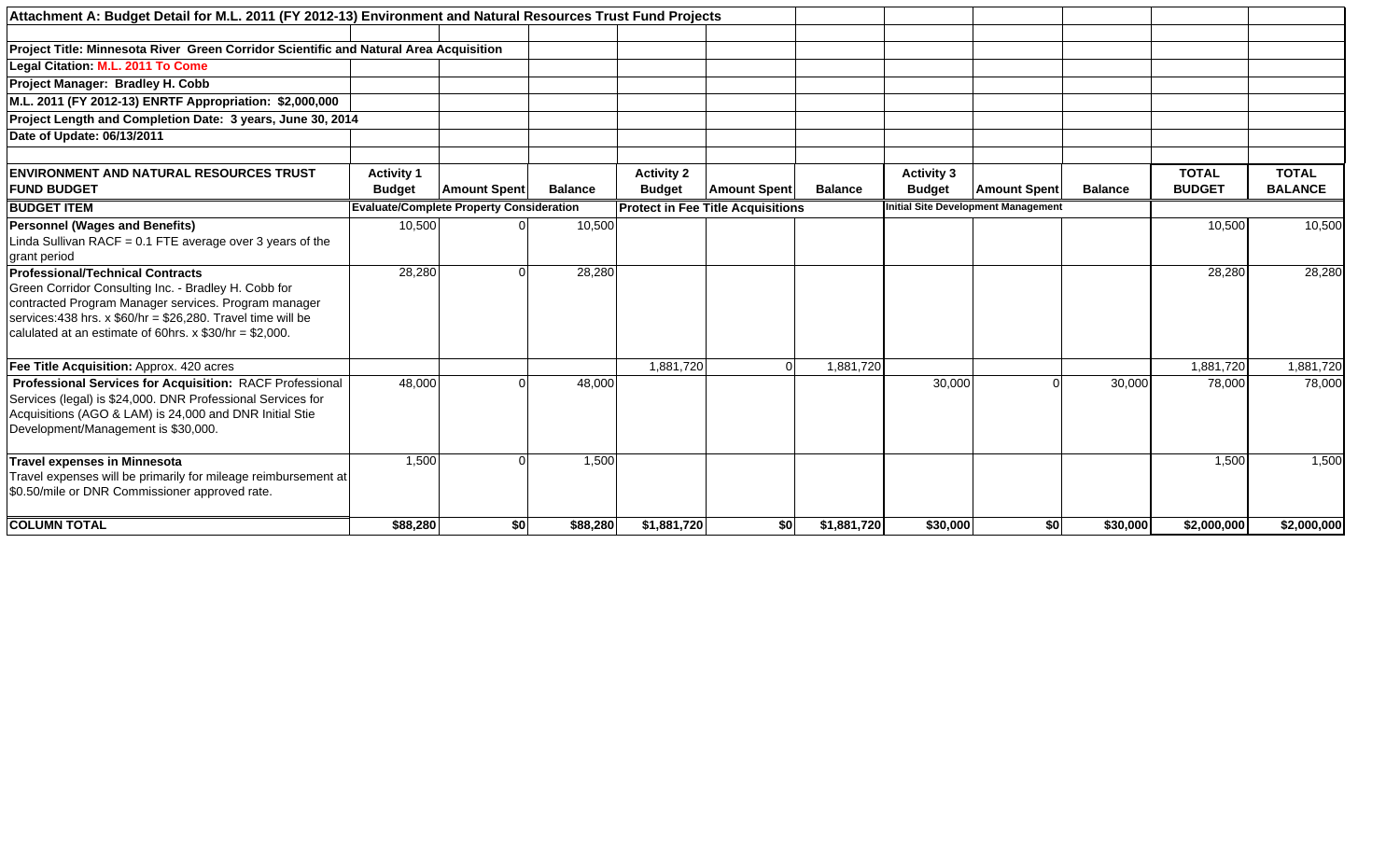**Attachment A: Budget Detail for M.L. 2011 (FY 2012-13) Environment and Natural Resources Trust Fund Projects**

**Project Title: Minnesota River Green Corridor Scientific and Natural Area Acquisition**

**Legal Citation: M.L. 2011 To Come**

**Project Manager: Bradley H. Cobb**

**M.L. 2011 (FY 2012-13) ENRTF Appropriation: $2,000,000**

**Project Length and Completion Date: 3 years, June 30, 2014**

**Date of Update: 06/13/2011**

| ENVIRONMENT AND NATURAL RESOURCES TRUST FUND BUDGET | Activity 1 Budget | Amount Spent | Balance | Activity 2 Budget | Amount Spent | Balance | Activity 3 Budget | Amount Spent | Balance | TOTAL BUDGET | TOTAL BALANCE |
|---|---|---|---|---|---|---|---|---|---|---|---|
| **BUDGET ITEM** | **Evaluate/Complete Property Consideration** | | | **Protect in Fee Title Acquisitions** | | | **Initial Site Development Management** | | | | |
| **Personnel (Wages and Benefits)** Linda Sullivan RACF = 0.1 FTE average over 3 years of the grant period | 10,500 | 0 | 10,500 | | | | | | | 10,500 | 10,500 |
| **Professional/Technical Contracts** Green Corridor Consulting Inc. - Bradley H. Cobb for contracted Program Manager services. Program manager services:438 hrs. x $60/hr = $26,280. Travel time will be calulated at an estimate of 60hrs. x $30/hr = $2,000. | 28,280 | 0 | 28,280 | | | | | | | 28,280 | 28,280 |
| **Fee Title Acquisition:** Approx. 420 acres | | | | 1,881,720 | 0 | 1,881,720 | | | | 1,881,720 | 1,881,720 |
| **Professional Services for Acquisition:** RACF Professional Services (legal) is $24,000. DNR Professional Services for Acquisitions (AGO & LAM) is 24,000 and DNR Initial Stie Development/Management is $30,000. | 48,000 | 0 | 48,000 | | | | 30,000 | 0 | 30,000 | 78,000 | 78,000 |
| **Travel expenses in Minnesota** Travel expenses will be primarily for mileage reimbursement at $0.50/mile or DNR Commissioner approved rate. | 1,500 | 0 | 1,500 | | | | | | | 1,500 | 1,500 |
| **COLUMN TOTAL** | **$88,280** | **$0** | **$88,280** | **$1,881,720** | **$0** | **$1,881,720** | **$30,000** | **$0** | **$30,000** | **$2,000,000** | **$2,000,000** |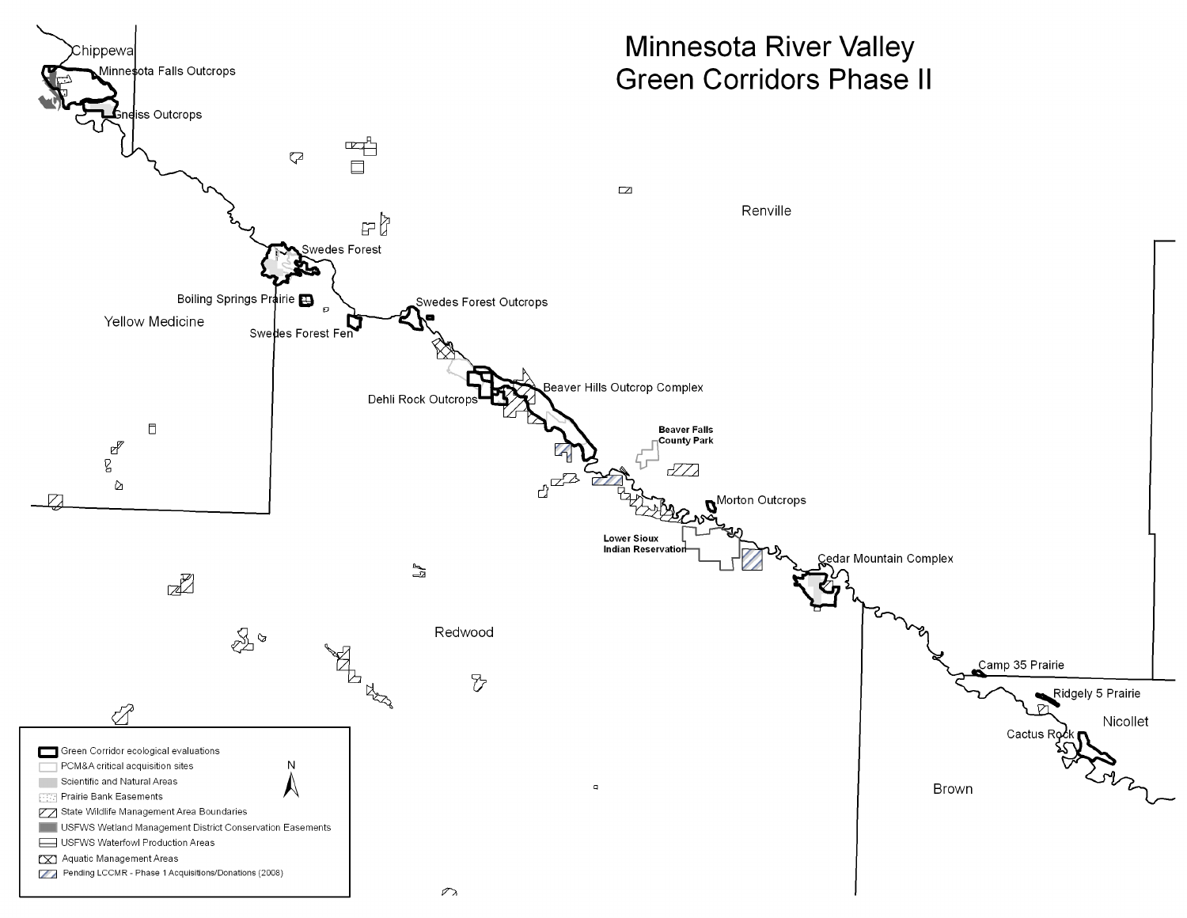# Minnesota River Valley Green Corridors Phase II

Chippewa

Minnesota Falls Outcrops

Gneiss Outcrops

Renville

Swedes Forest

Boiling Springs Prairie

Yellow Medicine

Swedes Forest Fen

Swedes Forest Outcrops

Beaver Hills Outcrop Complex

Dehli Rock Outcrops

Beaver Falls County Park

Morton Outcrops

Lower Sioux Indian Reservation

Cedar Mountain Complex

Redwood

Camp 35 Prairie

Ridgely 5 Prairie

Nicollet

Cactus Rock

Brown

Green Corridor ecological evaluations

PCM&A critical acquisition sites

Scientific and Natural Areas

Prairie Bank Easements

State Wildlife Management Area Boundaries

USFWS Wetland Management District Conservation Easements

USFWS Waterfowl Production Areas

Aquatic Management Areas

Pending LCCMR - Phase 1 Acquisitions/Donations (2008)

N